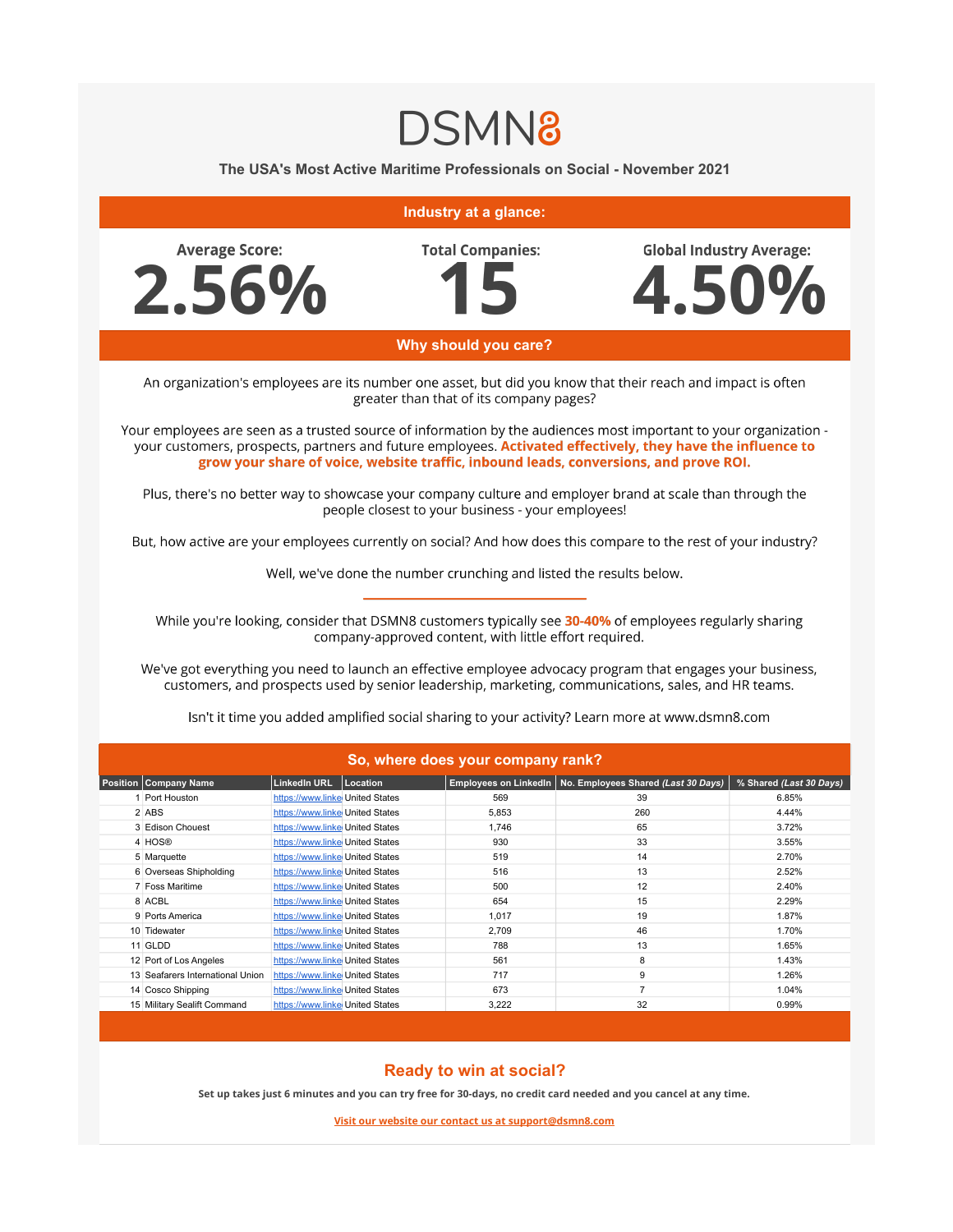# DSMN8

## The USA's Most Active Maritime Professionals on Social - November 2021

### Industry at a glance:

**Average Score:** 2.56%

**Total Companies:** 15

**Global Industry Average:** 4.50%

### Why should you care?

An organization's employees are its number one asset, but did you know that their reach and impact is often greater than that of its company pages?

Your employees are seen as a trusted source of information by the audiences most important to your organization - your customers, prospects, partners and future employees. **Activated effectively, they have the influence to grow your share of voice, website traffic, inbound leads, conversions, and prove ROI.**

Plus, there's no better way to showcase your company culture and employer brand at scale than through the people closest to your business - your employees!

But, how active are your employees currently on social? And how does this compare to the rest of your industry?

Well, we've done the number crunching and listed the results below.

---

While you're looking, consider that DSMN8 customers typically see **30-40%** of employees regularly sharing company-approved content, with little effort required.

We've got everything you need to launch an effective employee advocacy program that engages your business, customers, and prospects used by senior leadership, marketing, communications, sales, and HR teams.

Isn't it time you added amplified social sharing to your activity? Learn more at www.dsmn8.com

### So, where does your company rank?

| Position | Company Name | LinkedIn URL | Location | Employees on LinkedIn | No. Employees Shared *(Last 30 Days)* | % Shared *(Last 30 Days)* |
|---|---|---|---|---|---|---|
| 1 | Port Houston | https://www.linke | United States | 569 | 39 | 6.85% |
| 2 | ABS | https://www.linke | United States | 5,853 | 260 | 4.44% |
| 3 | Edison Chouest | https://www.linke | United States | 1,746 | 65 | 3.72% |
| 4 | HOS® | https://www.linke | United States | 930 | 33 | 3.55% |
| 5 | Marquette | https://www.linke | United States | 519 | 14 | 2.70% |
| 6 | Overseas Shipholding | https://www.linke | United States | 516 | 13 | 2.52% |
| 7 | Foss Maritime | https://www.linke | United States | 500 | 12 | 2.40% |
| 8 | ACBL | https://www.linke | United States | 654 | 15 | 2.29% |
| 9 | Ports America | https://www.linke | United States | 1,017 | 19 | 1.87% |
| 10 | Tidewater | https://www.linke | United States | 2,709 | 46 | 1.70% |
| 11 | GLDD | https://www.linke | United States | 788 | 13 | 1.65% |
| 12 | Port of Los Angeles | https://www.linke | United States | 561 | 8 | 1.43% |
| 13 | Seafarers International Union | https://www.linke | United States | 717 | 9 | 1.26% |
| 14 | Cosco Shipping | https://www.linke | United States | 673 | 7 | 1.04% |
| 15 | Military Sealift Command | https://www.linke | United States | 3,222 | 32 | 0.99% |

### Ready to win at social?

**Set up takes just 6 minutes and you can try free for 30-days, no credit card needed and you cancel at any time.**

**Visit our website our contact us at support@dsmn8.com**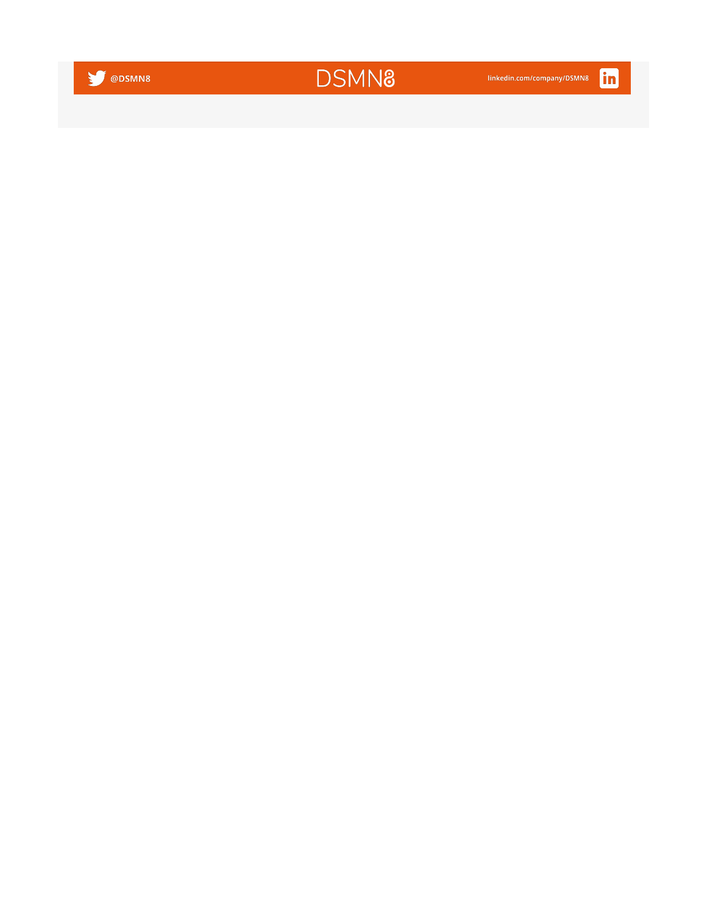@DSMN8

DSMN8

linkedin.com/company/DSMN8